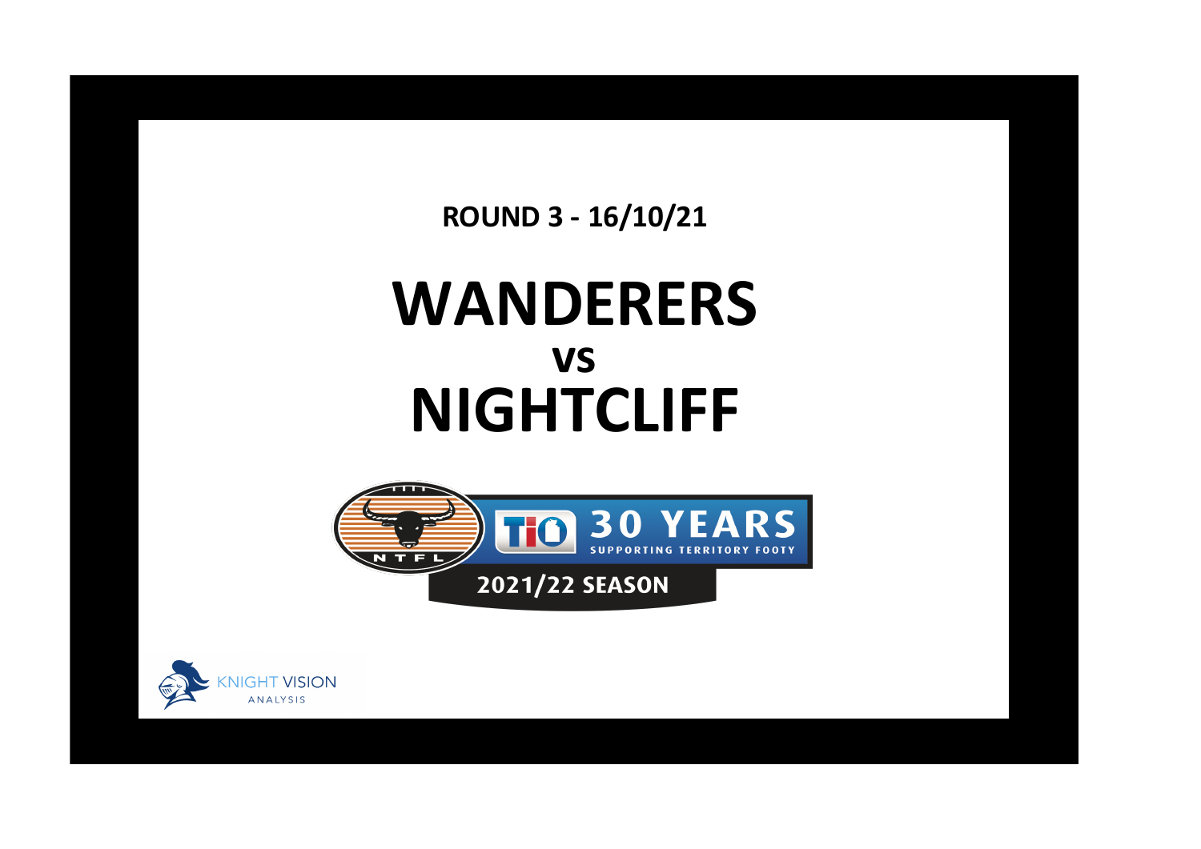**ROUND 3 - 16/10/21**

# WANDERERS

## vs

# NIGHTCLIFF

NTFL

TIO 30 YEARS SUPPORTING TERRITORY FOOTY

2021/22 SEASON

KNIGHT VISION ANALYSIS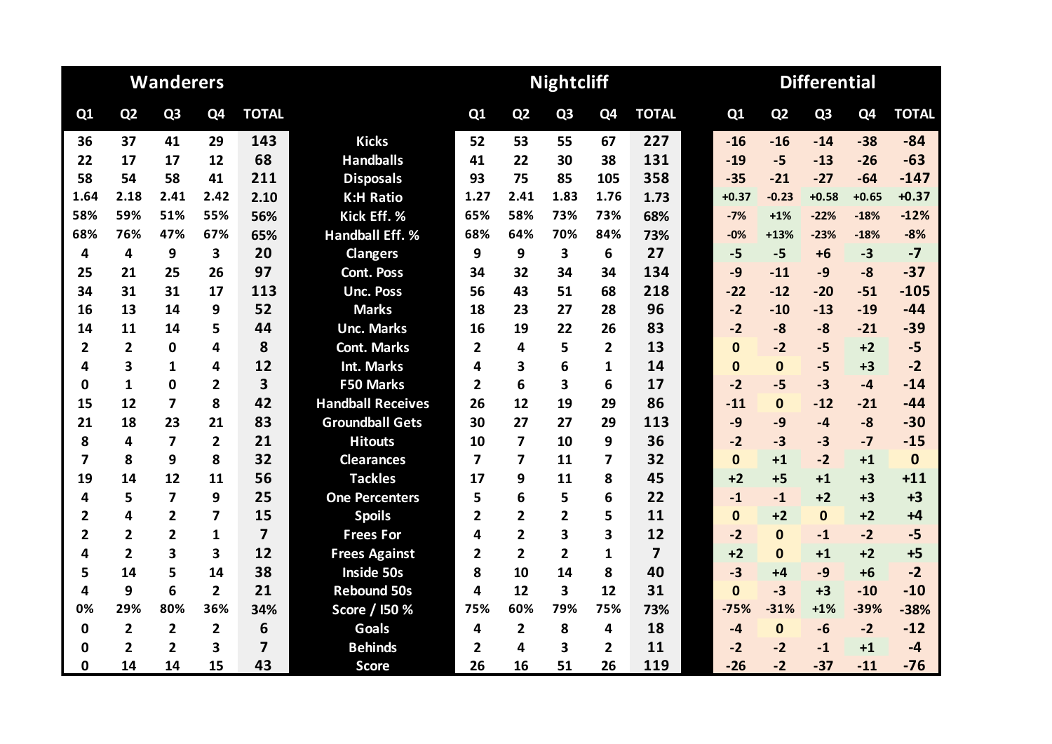| Wanderers | | | | | | Nightcliff | | | | | Differential | | | | |
|---|---|---|---|---|---|---|---|---|---|---|---|---|---|---|---|
| Q1 | Q2 | Q3 | Q4 | TOTAL | | Q1 | Q2 | Q3 | Q4 | TOTAL | Q1 | Q2 | Q3 | Q4 | TOTAL |
| 36 | 37 | 41 | 29 | 143 | Kicks | 52 | 53 | 55 | 67 | 227 | -16 | -16 | -14 | -38 | -84 |
| 22 | 17 | 17 | 12 | 68 | Handballs | 41 | 22 | 30 | 38 | 131 | -19 | -5 | -13 | -26 | -63 |
| 58 | 54 | 58 | 41 | 211 | Disposals | 93 | 75 | 85 | 105 | 358 | -35 | -21 | -27 | -64 | -147 |
| 1.64 | 2.18 | 2.41 | 2.42 | 2.10 | K:H Ratio | 1.27 | 2.41 | 1.83 | 1.76 | 1.73 | +0.37 | -0.23 | +0.58 | +0.65 | +0.37 |
| 58% | 59% | 51% | 55% | 56% | Kick Eff. % | 65% | 58% | 73% | 73% | 68% | -7% | +1% | -22% | -18% | -12% |
| 68% | 76% | 47% | 67% | 65% | Handball Eff. % | 68% | 64% | 70% | 84% | 73% | -0% | +13% | -23% | -18% | -8% |
| 4 | 4 | 9 | 3 | 20 | Clangers | 9 | 9 | 3 | 6 | 27 | -5 | -5 | +6 | -3 | -7 |
| 25 | 21 | 25 | 26 | 97 | Cont. Poss | 34 | 32 | 34 | 34 | 134 | -9 | -11 | -9 | -8 | -37 |
| 34 | 31 | 31 | 17 | 113 | Unc. Poss | 56 | 43 | 51 | 68 | 218 | -22 | -12 | -20 | -51 | -105 |
| 16 | 13 | 14 | 9 | 52 | Marks | 18 | 23 | 27 | 28 | 96 | -2 | -10 | -13 | -19 | -44 |
| 14 | 11 | 14 | 5 | 44 | Unc. Marks | 16 | 19 | 22 | 26 | 83 | -2 | -8 | -8 | -21 | -39 |
| 2 | 2 | 0 | 4 | 8 | Cont. Marks | 2 | 4 | 5 | 2 | 13 | 0 | -2 | -5 | +2 | -5 |
| 4 | 3 | 1 | 4 | 12 | Int. Marks | 4 | 3 | 6 | 1 | 14 | 0 | 0 | -5 | +3 | -2 |
| 0 | 1 | 0 | 2 | 3 | F50 Marks | 2 | 6 | 3 | 6 | 17 | -2 | -5 | -3 | -4 | -14 |
| 15 | 12 | 7 | 8 | 42 | Handball Receives | 26 | 12 | 19 | 29 | 86 | -11 | 0 | -12 | -21 | -44 |
| 21 | 18 | 23 | 21 | 83 | Groundball Gets | 30 | 27 | 27 | 29 | 113 | -9 | -9 | -4 | -8 | -30 |
| 8 | 4 | 7 | 2 | 21 | Hitouts | 10 | 7 | 10 | 9 | 36 | -2 | -3 | -3 | -7 | -15 |
| 7 | 8 | 9 | 8 | 32 | Clearances | 7 | 7 | 11 | 7 | 32 | 0 | +1 | -2 | +1 | 0 |
| 19 | 14 | 12 | 11 | 56 | Tackles | 17 | 9 | 11 | 8 | 45 | +2 | +5 | +1 | +3 | +11 |
| 4 | 5 | 7 | 9 | 25 | One Percenters | 5 | 6 | 5 | 6 | 22 | -1 | -1 | +2 | +3 | +3 |
| 2 | 4 | 2 | 7 | 15 | Spoils | 2 | 2 | 2 | 5 | 11 | 0 | +2 | 0 | +2 | +4 |
| 2 | 2 | 2 | 1 | 7 | Frees For | 4 | 2 | 3 | 3 | 12 | -2 | 0 | -1 | -2 | -5 |
| 4 | 2 | 3 | 3 | 12 | Frees Against | 2 | 2 | 2 | 1 | 7 | +2 | 0 | +1 | +2 | +5 |
| 5 | 14 | 5 | 14 | 38 | Inside 50s | 8 | 10 | 14 | 8 | 40 | -3 | +4 | -9 | +6 | -2 |
| 4 | 9 | 6 | 2 | 21 | Rebound 50s | 4 | 12 | 3 | 12 | 31 | 0 | -3 | +3 | -10 | -10 |
| 0% | 29% | 80% | 36% | 34% | Score / I50 % | 75% | 60% | 79% | 75% | 73% | -75% | -31% | +1% | -39% | -38% |
| 0 | 2 | 2 | 2 | 6 | Goals | 4 | 2 | 8 | 4 | 18 | -4 | 0 | -6 | -2 | -12 |
| 0 | 2 | 2 | 3 | 7 | Behinds | 2 | 4 | 3 | 2 | 11 | -2 | -2 | -1 | +1 | -4 |
| 0 | 14 | 14 | 15 | 43 | Score | 26 | 16 | 51 | 26 | 119 | -26 | -2 | -37 | -11 | -76 |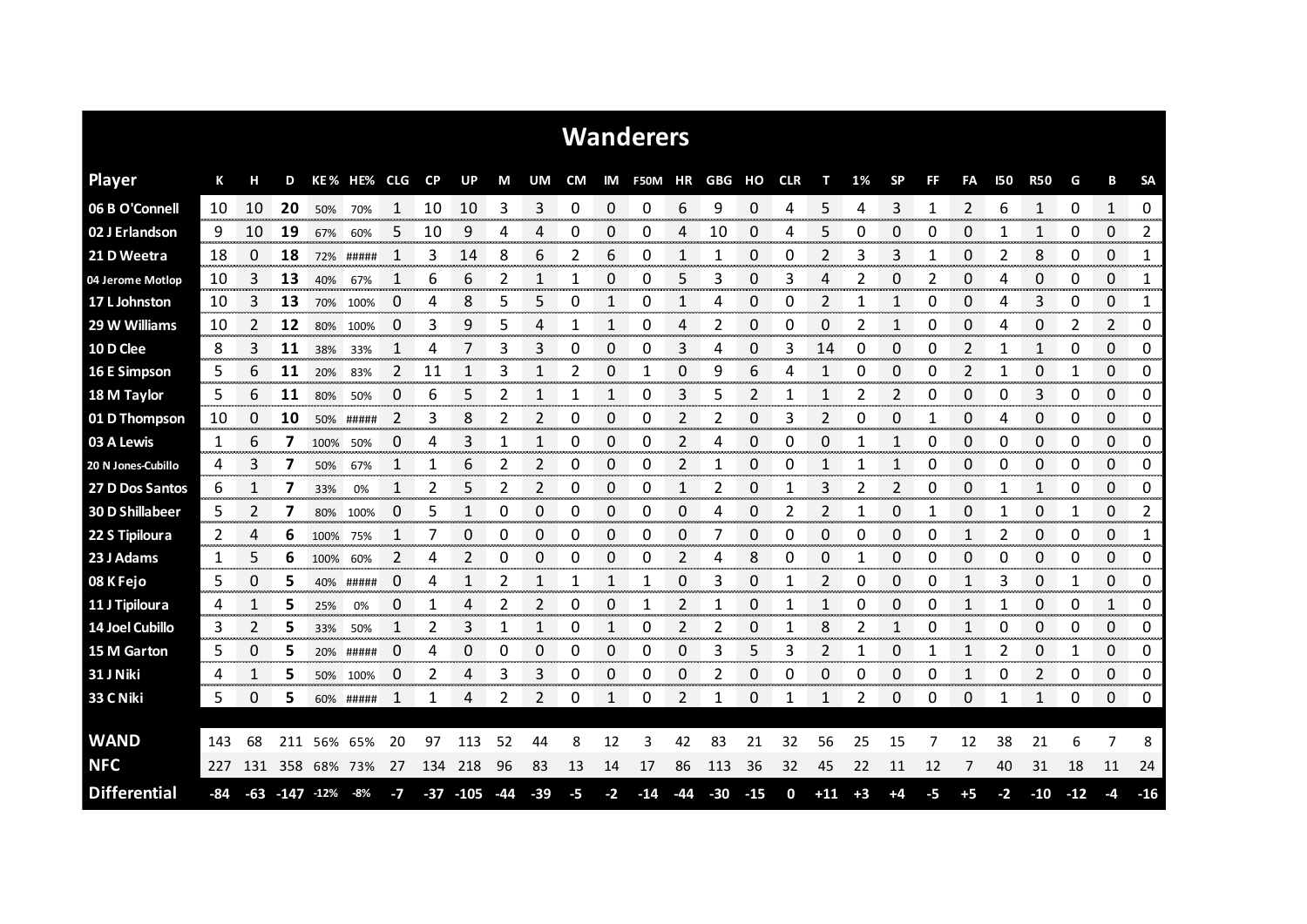# Wanderers

| Player | K | H | D | KE% | HE% | CLG | CP | UP | M | UM | CM | IM | F50M | HR | GBG | HO | CLR | T | 1% | SP | FF | FA | I50 | R50 | G | B | SA |
|---|---|---|---|---|---|---|---|---|---|---|---|---|---|---|---|---|---|---|---|---|---|---|---|---|---|---|---|
| 06 B O'Connell | 10 | 10 | **20** | 50% | 70% | 1 | 10 | 10 | 3 | 3 | 0 | 0 | 0 | 6 | 9 | 0 | 4 | 5 | 4 | 3 | 1 | 2 | 6 | 1 | 0 | 1 | 0 |
| 02 J Erlandson | 9 | 10 | **19** | 67% | 60% | 5 | 10 | 9 | 4 | 4 | 0 | 0 | 0 | 4 | 10 | 0 | 4 | 5 | 0 | 0 | 0 | 0 | 1 | 1 | 0 | 0 | 2 |
| 21 D Weetra | 18 | 0 | **18** | 72% | ##### | 1 | 3 | 14 | 8 | 6 | 2 | 6 | 0 | 1 | 1 | 0 | 0 | 2 | 3 | 3 | 1 | 0 | 2 | 8 | 0 | 0 | 1 |
| 04 Jerome Motlop | 10 | 3 | **13** | 40% | 67% | 1 | 6 | 6 | 2 | 1 | 1 | 0 | 0 | 5 | 3 | 0 | 3 | 4 | 2 | 0 | 2 | 0 | 4 | 0 | 0 | 0 | 1 |
| 17 L Johnston | 10 | 3 | **13** | 70% | 100% | 0 | 4 | 8 | 5 | 5 | 0 | 1 | 0 | 1 | 4 | 0 | 0 | 2 | 1 | 1 | 0 | 0 | 4 | 3 | 0 | 0 | 1 |
| 29 W Williams | 10 | 2 | **12** | 80% | 100% | 0 | 3 | 9 | 5 | 4 | 1 | 1 | 0 | 4 | 2 | 0 | 0 | 0 | 2 | 1 | 0 | 0 | 4 | 0 | 2 | 2 | 0 |
| 10 D Clee | 8 | 3 | **11** | 38% | 33% | 1 | 4 | 7 | 3 | 3 | 0 | 0 | 0 | 3 | 4 | 0 | 3 | 14 | 0 | 0 | 0 | 2 | 1 | 1 | 0 | 0 | 0 |
| 16 E Simpson | 5 | 6 | **11** | 20% | 83% | 2 | 11 | 1 | 3 | 1 | 2 | 0 | 1 | 0 | 9 | 6 | 4 | 1 | 0 | 0 | 0 | 2 | 1 | 0 | 1 | 0 | 0 |
| 18 M Taylor | 5 | 6 | **11** | 80% | 50% | 0 | 6 | 5 | 2 | 1 | 1 | 1 | 0 | 3 | 5 | 2 | 1 | 1 | 2 | 2 | 0 | 0 | 0 | 3 | 0 | 0 | 0 |
| 01 D Thompson | 10 | 0 | **10** | 50% | ##### | 2 | 3 | 8 | 2 | 2 | 0 | 0 | 0 | 2 | 2 | 0 | 3 | 2 | 0 | 0 | 1 | 0 | 4 | 0 | 0 | 0 | 0 |
| 03 A Lewis | 1 | 6 | **7** | 100% | 50% | 0 | 4 | 3 | 1 | 1 | 0 | 0 | 0 | 2 | 4 | 0 | 0 | 0 | 1 | 1 | 0 | 0 | 0 | 0 | 0 | 0 | 0 |
| 20 N Jones-Cubillo | 4 | 3 | **7** | 50% | 67% | 1 | 1 | 6 | 2 | 2 | 0 | 0 | 0 | 2 | 1 | 0 | 0 | 1 | 1 | 1 | 0 | 0 | 0 | 0 | 0 | 0 | 0 |
| 27 D Dos Santos | 6 | 1 | **7** | 33% | 0% | 1 | 2 | 5 | 2 | 2 | 0 | 0 | 0 | 1 | 2 | 0 | 1 | 3 | 2 | 2 | 0 | 0 | 1 | 1 | 0 | 0 | 0 |
| 30 D Shillabeer | 5 | 2 | **7** | 80% | 100% | 0 | 5 | 1 | 0 | 0 | 0 | 0 | 0 | 0 | 4 | 0 | 2 | 2 | 1 | 0 | 1 | 0 | 1 | 0 | 1 | 0 | 2 |
| 22 S Tipiloura | 2 | 4 | **6** | 100% | 75% | 1 | 7 | 0 | 0 | 0 | 0 | 0 | 0 | 0 | 7 | 0 | 0 | 0 | 0 | 0 | 0 | 1 | 2 | 0 | 0 | 0 | 1 |
| 23 J Adams | 1 | 5 | **6** | 100% | 60% | 2 | 4 | 2 | 0 | 0 | 0 | 0 | 0 | 2 | 4 | 8 | 0 | 0 | 1 | 0 | 0 | 0 | 0 | 0 | 0 | 0 | 0 |
| 08 K Fejo | 5 | 0 | **5** | 40% | ##### | 0 | 4 | 1 | 2 | 1 | 1 | 1 | 1 | 0 | 3 | 0 | 1 | 2 | 0 | 0 | 0 | 1 | 3 | 0 | 1 | 0 | 0 |
| 11 J Tipiloura | 4 | 1 | **5** | 25% | 0% | 0 | 1 | 4 | 2 | 2 | 0 | 0 | 1 | 2 | 1 | 0 | 1 | 1 | 0 | 0 | 0 | 1 | 1 | 0 | 0 | 1 | 0 |
| 14 Joel Cubillo | 3 | 2 | **5** | 33% | 50% | 1 | 2 | 3 | 1 | 1 | 0 | 1 | 0 | 2 | 2 | 0 | 1 | 8 | 2 | 1 | 0 | 1 | 0 | 0 | 0 | 0 | 0 |
| 15 M Garton | 5 | 0 | **5** | 20% | ##### | 0 | 4 | 0 | 0 | 0 | 0 | 0 | 0 | 0 | 3 | 5 | 3 | 2 | 1 | 0 | 1 | 1 | 2 | 0 | 1 | 0 | 0 |
| 31 J Niki | 4 | 1 | **5** | 50% | 100% | 0 | 2 | 4 | 3 | 3 | 0 | 0 | 0 | 0 | 2 | 0 | 0 | 0 | 0 | 0 | 0 | 1 | 0 | 2 | 0 | 0 | 0 |
| 33 C Niki | 5 | 0 | **5** | 60% | ##### | 1 | 1 | 4 | 2 | 2 | 0 | 1 | 0 | 2 | 1 | 0 | 1 | 1 | 2 | 0 | 0 | 0 | 1 | 1 | 0 | 0 | 0 |
| **WAND** | 143 | 68 | 211 | 56% | 65% | 20 | 97 | 113 | 52 | 44 | 8 | 12 | 3 | 42 | 83 | 21 | 32 | 56 | 25 | 15 | 7 | 12 | 38 | 21 | 6 | 7 | 8 |
| **NFC** | 227 | 131 | 358 | 68% | 73% | 27 | 134 | 218 | 96 | 83 | 13 | 14 | 17 | 86 | 113 | 36 | 32 | 45 | 22 | 11 | 12 | 7 | 40 | 31 | 18 | 11 | 24 |
| **Differential** | -84 | -63 | -147 | -12% | -8% | -7 | -37 | -105 | -44 | -39 | -5 | -2 | -14 | -44 | -30 | -15 | 0 | +11 | +3 | +4 | -5 | +5 | -2 | -10 | -12 | -4 | -16 |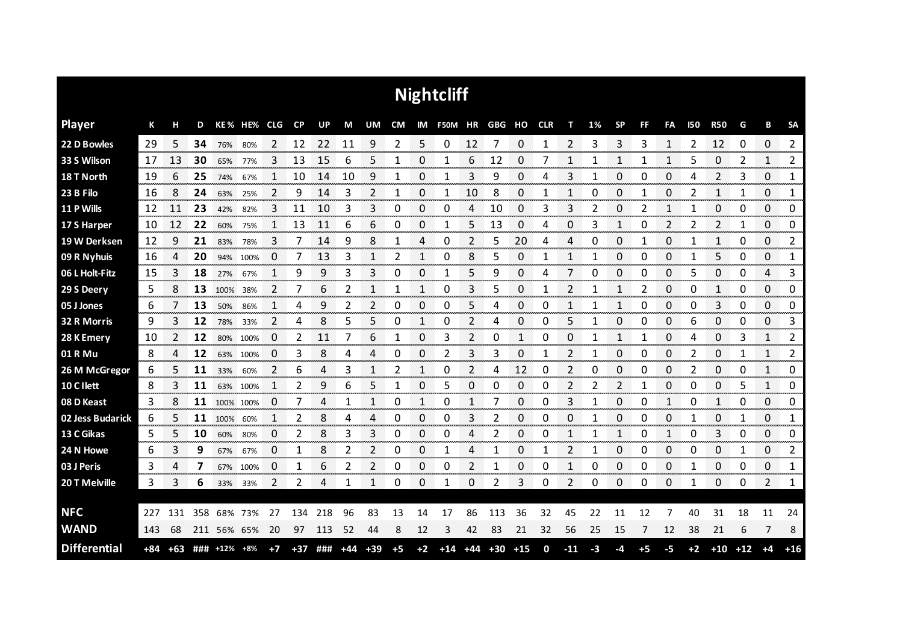# Nightcliff

| Player | K | H | D | KE % | HE% | CLG | CP | UP | M | UM | CM | IM | F50M | HR | GBG | HO | CLR | T | 1% | SP | FF | FA | I50 | R50 | G | B | SA |
|---|---|---|---|---|---|---|---|---|---|---|---|---|---|---|---|---|---|---|---|---|---|---|---|---|---|---|---|
| 22 D Bowles | 29 | 5 | **34** | 76% | 80% | 2 | 12 | 22 | 11 | 9 | 2 | 5 | 0 | 12 | 7 | 0 | 1 | 2 | 3 | 3 | 3 | 1 | 2 | 12 | 0 | 0 | 2 |
| 33 S Wilson | 17 | 13 | **30** | 65% | 77% | 3 | 13 | 15 | 6 | 5 | 1 | 0 | 1 | 6 | 12 | 0 | 7 | 1 | 1 | 1 | 1 | 1 | 5 | 0 | 2 | 1 | 2 |
| 18 T North | 19 | 6 | **25** | 74% | 67% | 1 | 10 | 14 | 10 | 9 | 1 | 0 | 1 | 3 | 9 | 0 | 4 | 3 | 1 | 0 | 0 | 0 | 4 | 2 | 3 | 0 | 1 |
| 23 B Filo | 16 | 8 | **24** | 63% | 25% | 2 | 9 | 14 | 3 | 2 | 1 | 0 | 1 | 10 | 8 | 0 | 1 | 1 | 0 | 0 | 1 | 0 | 2 | 1 | 1 | 0 | 1 |
| 11 P Wills | 12 | 11 | **23** | 42% | 82% | 3 | 11 | 10 | 3 | 3 | 0 | 0 | 0 | 4 | 10 | 0 | 3 | 3 | 2 | 0 | 2 | 1 | 1 | 0 | 0 | 0 | 0 |
| 17 S Harper | 10 | 12 | **22** | 60% | 75% | 1 | 13 | 11 | 6 | 6 | 0 | 0 | 1 | 5 | 13 | 0 | 4 | 0 | 3 | 1 | 0 | 2 | 2 | 2 | 1 | 0 | 0 |
| 19 W Derksen | 12 | 9 | **21** | 83% | 78% | 3 | 7 | 14 | 9 | 8 | 1 | 4 | 0 | 2 | 5 | 20 | 4 | 4 | 0 | 0 | 1 | 0 | 1 | 1 | 0 | 0 | 2 |
| 09 R Nyhuis | 16 | 4 | **20** | 94% | 100% | 0 | 7 | 13 | 3 | 1 | 2 | 1 | 0 | 8 | 5 | 0 | 1 | 1 | 1 | 0 | 0 | 0 | 1 | 5 | 0 | 0 | 1 |
| 06 L Holt-Fitz | 15 | 3 | **18** | 27% | 67% | 1 | 9 | 9 | 3 | 3 | 0 | 0 | 1 | 5 | 9 | 0 | 4 | 7 | 0 | 0 | 0 | 0 | 5 | 0 | 0 | 4 | 3 |
| 29 S Deery | 5 | 8 | **13** | 100% | 38% | 2 | 7 | 6 | 2 | 1 | 1 | 1 | 0 | 3 | 5 | 0 | 1 | 2 | 1 | 1 | 2 | 0 | 0 | 1 | 0 | 0 | 0 |
| 05 J Jones | 6 | 7 | **13** | 50% | 86% | 1 | 4 | 9 | 2 | 2 | 0 | 0 | 0 | 5 | 4 | 0 | 0 | 1 | 1 | 1 | 0 | 0 | 0 | 3 | 0 | 0 | 0 |
| 32 R Morris | 9 | 3 | **12** | 78% | 33% | 2 | 4 | 8 | 5 | 5 | 0 | 1 | 0 | 2 | 4 | 0 | 0 | 5 | 1 | 0 | 0 | 0 | 6 | 0 | 0 | 0 | 3 |
| 28 K Emery | 10 | 2 | **12** | 80% | 100% | 0 | 2 | 11 | 7 | 6 | 1 | 0 | 3 | 2 | 0 | 1 | 0 | 0 | 1 | 1 | 1 | 0 | 4 | 0 | 3 | 1 | 2 |
| 01 R Mu | 8 | 4 | **12** | 63% | 100% | 0 | 3 | 8 | 4 | 4 | 0 | 0 | 2 | 3 | 3 | 0 | 1 | 2 | 1 | 0 | 0 | 0 | 2 | 0 | 1 | 1 | 2 |
| 26 M McGregor | 6 | 5 | **11** | 33% | 60% | 2 | 6 | 4 | 3 | 1 | 2 | 1 | 0 | 2 | 4 | 12 | 0 | 2 | 0 | 0 | 0 | 0 | 2 | 0 | 0 | 1 | 0 |
| 10 C Ilett | 8 | 3 | **11** | 63% | 100% | 1 | 2 | 9 | 6 | 5 | 1 | 0 | 5 | 0 | 0 | 0 | 0 | 2 | 2 | 2 | 1 | 0 | 0 | 0 | 5 | 1 | 0 |
| 08 D Keast | 3 | 8 | **11** | 100% | 100% | 0 | 7 | 4 | 1 | 1 | 0 | 1 | 0 | 1 | 7 | 0 | 0 | 3 | 1 | 0 | 0 | 1 | 0 | 1 | 0 | 0 | 0 |
| 02 Jess Budarick | 6 | 5 | **11** | 100% | 60% | 1 | 2 | 8 | 4 | 4 | 0 | 0 | 0 | 3 | 2 | 0 | 0 | 0 | 1 | 0 | 0 | 0 | 1 | 0 | 1 | 0 | 1 |
| 13 C Gikas | 5 | 5 | **10** | 60% | 80% | 0 | 2 | 8 | 3 | 3 | 0 | 0 | 0 | 4 | 2 | 0 | 0 | 1 | 1 | 1 | 0 | 1 | 0 | 3 | 0 | 0 | 0 |
| 24 N Howe | 6 | 3 | **9** | 67% | 67% | 0 | 1 | 8 | 2 | 2 | 0 | 0 | 1 | 4 | 1 | 0 | 1 | 2 | 1 | 0 | 0 | 0 | 0 | 0 | 1 | 0 | 2 |
| 03 J Peris | 3 | 4 | **7** | 67% | 100% | 0 | 1 | 6 | 2 | 2 | 0 | 0 | 0 | 2 | 1 | 0 | 0 | 1 | 0 | 0 | 0 | 0 | 1 | 0 | 0 | 0 | 1 |
| 20 T Melville | 3 | 3 | **6** | 33% | 33% | 2 | 2 | 4 | 1 | 1 | 0 | 0 | 1 | 0 | 2 | 3 | 0 | 2 | 0 | 0 | 0 | 0 | 1 | 0 | 0 | 2 | 1 |
| **NFC** | 227 | 131 | 358 | 68% | 73% | 27 | 134 | 218 | 96 | 83 | 13 | 14 | 17 | 86 | 113 | 36 | 32 | 45 | 22 | 11 | 12 | 7 | 40 | 31 | 18 | 11 | 24 |
| **WAND** | 143 | 68 | 211 | 56% | 65% | 20 | 97 | 113 | 52 | 44 | 8 | 12 | 3 | 42 | 83 | 21 | 32 | 56 | 25 | 15 | 7 | 12 | 38 | 21 | 6 | 7 | 8 |
| **Differential** | +84 | +63 | ### | +12% | +8% | +7 | +37 | ### | +44 | +39 | +5 | +2 | +14 | +44 | +30 | +15 | 0 | -11 | -3 | -4 | +5 | -5 | +2 | +10 | +12 | +4 | +16 |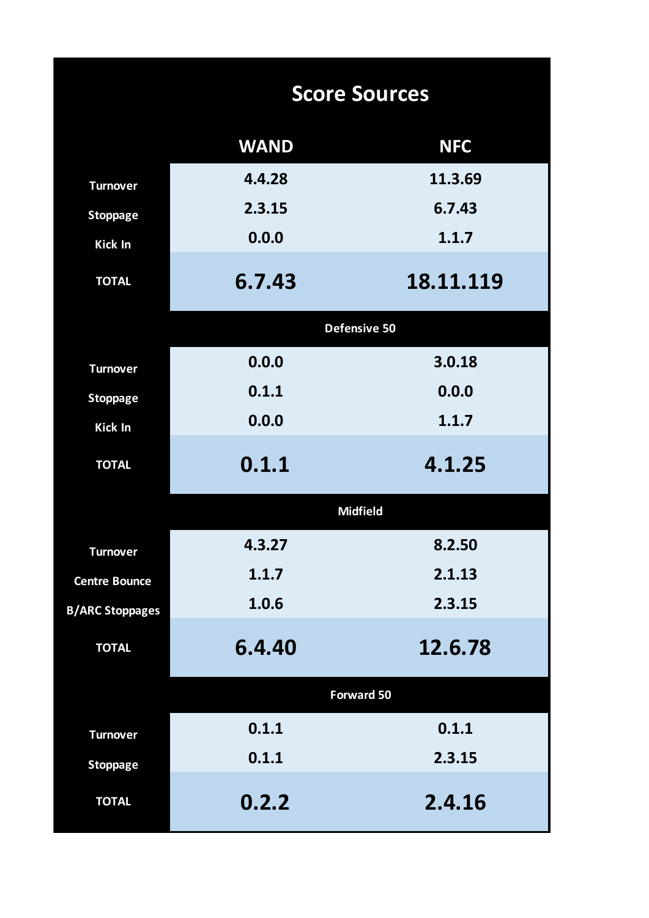## Score Sources

| | WAND | NFC |
|---|---|---|
| Turnover | 4.4.28 | 11.3.69 |
| Stoppage | 2.3.15 | 6.7.43 |
| Kick In | 0.0.0 | 1.1.7 |
| **TOTAL** | **6.7.43** | **18.11.119** |
| **Defensive 50** | | |
| Turnover | 0.0.0 | 3.0.18 |
| Stoppage | 0.1.1 | 0.0.0 |
| Kick In | 0.0.0 | 1.1.7 |
| **TOTAL** | **0.1.1** | **4.1.25** |
| **Midfield** | | |
| Turnover | 4.3.27 | 8.2.50 |
| Centre Bounce | 1.1.7 | 2.1.13 |
| B/ARC Stoppages | 1.0.6 | 2.3.15 |
| **TOTAL** | **6.4.40** | **12.6.78** |
| **Forward 50** | | |
| Turnover | 0.1.1 | 0.1.1 |
| Stoppage | 0.1.1 | 2.3.15 |
| **TOTAL** | **0.2.2** | **2.4.16** |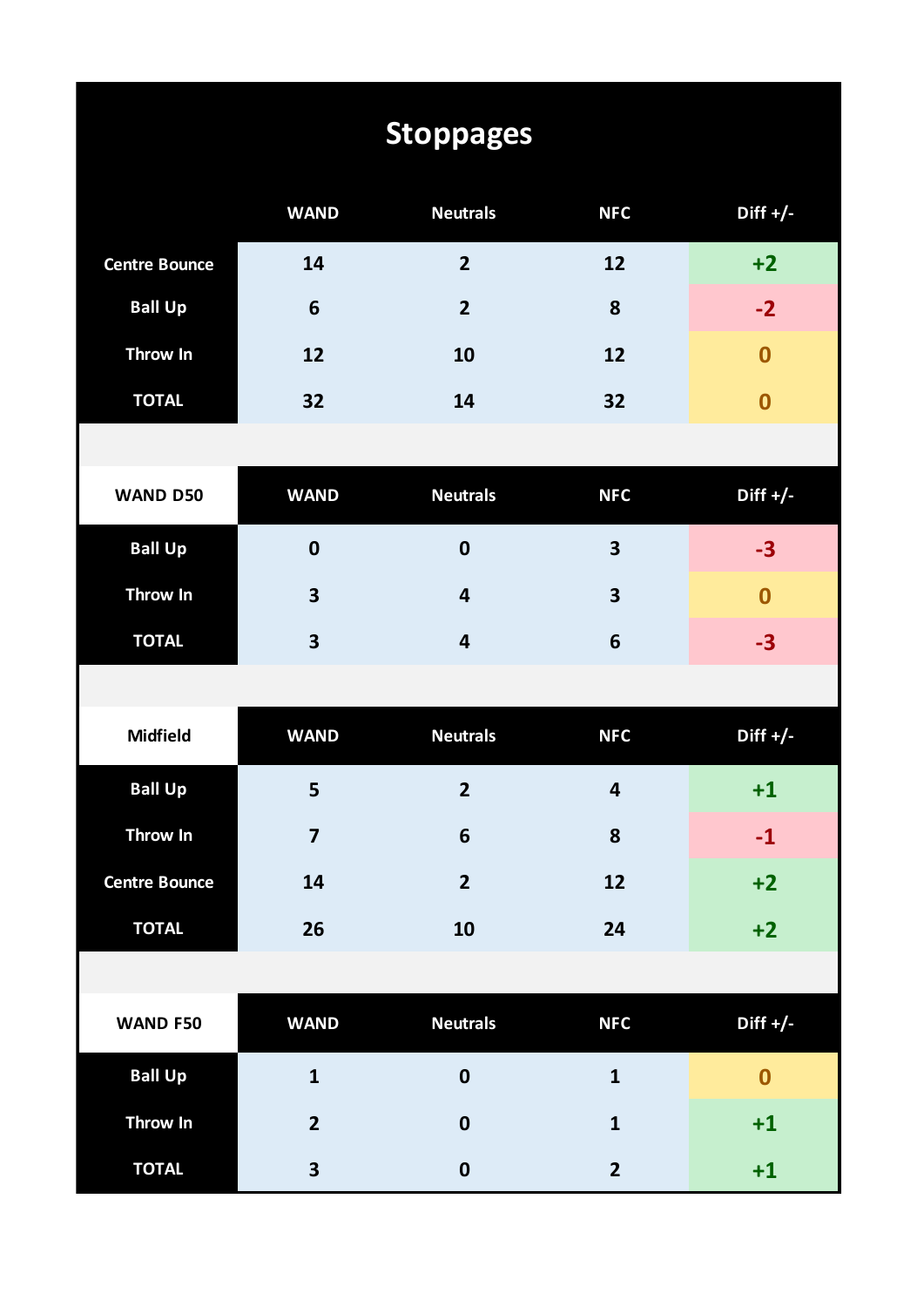# Stoppages

| | WAND | Neutrals | NFC | Diff +/- |
|---|---|---|---|---|
| Centre Bounce | 14 | 2 | 12 | +2 |
| Ball Up | 6 | 2 | 8 | -2 |
| Throw In | 12 | 10 | 12 | 0 |
| TOTAL | 32 | 14 | 32 | 0 |

| WAND D50 | WAND | Neutrals | NFC | Diff +/- |
|---|---|---|---|---|
| Ball Up | 0 | 0 | 3 | -3 |
| Throw In | 3 | 4 | 3 | 0 |
| TOTAL | 3 | 4 | 6 | -3 |

| Midfield | WAND | Neutrals | NFC | Diff +/- |
|---|---|---|---|---|
| Ball Up | 5 | 2 | 4 | +1 |
| Throw In | 7 | 6 | 8 | -1 |
| Centre Bounce | 14 | 2 | 12 | +2 |
| TOTAL | 26 | 10 | 24 | +2 |

| WAND F50 | WAND | Neutrals | NFC | Diff +/- |
|---|---|---|---|---|
| Ball Up | 1 | 0 | 1 | 0 |
| Throw In | 2 | 0 | 1 | +1 |
| TOTAL | 3 | 0 | 2 | +1 |